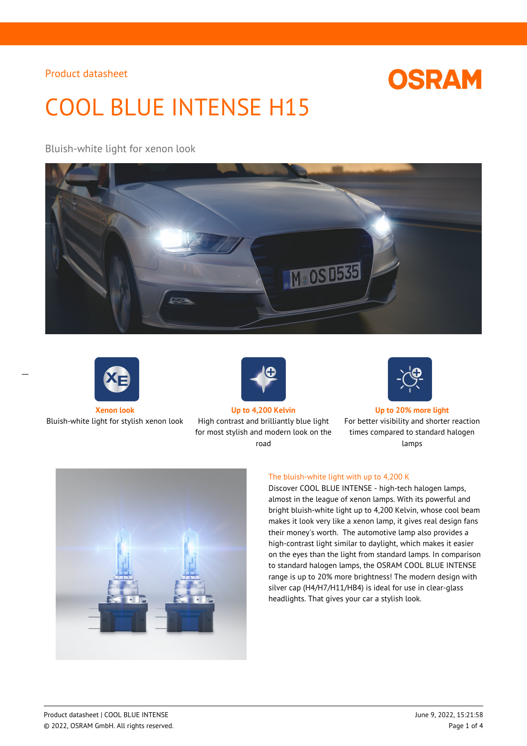Product datasheet

# COOL BLUE INTENSE H15

Bluish-white light for xenon look

**Xenon look**
Bluish-white light for stylish xenon look

**Up to 4,200 Kelvin**
High contrast and brilliantly blue light for most stylish and modern look on the road

**Up to 20% more light**
For better visibility and shorter reaction times compared to standard halogen lamps

## The bluish-white light with up to 4,200 K

Discover COOL BLUE INTENSE - high-tech halogen lamps, almost in the league of xenon lamps. With its powerful and bright bluish-white light up to 4,200 Kelvin, whose cool beam makes it look very like a xenon lamp, it gives real design fans their money's worth.  The automotive lamp also provides a high-contrast light similar to daylight, which makes it easier on the eyes than the light from standard lamps. In comparison to standard halogen lamps, the OSRAM COOL BLUE INTENSE range is up to 20% more brightness! The modern design with silver cap (H4/H7/H11/HB4) is ideal for use in clear-glass headlights. That gives your car a stylish look.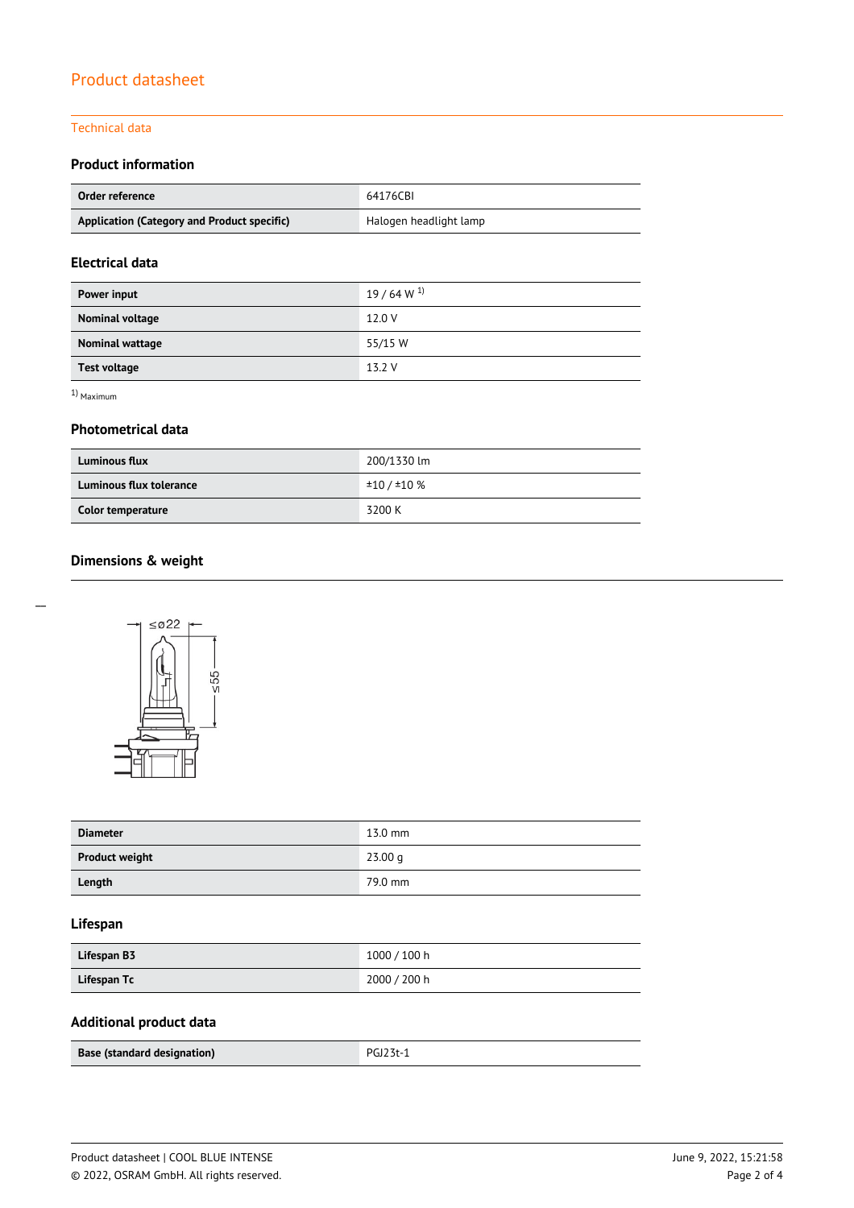# Product datasheet

## Technical data

### Product information

| | |
|---|---|
| **Order reference** | 64176CBI |
| **Application (Category and Product specific)** | Halogen headlight lamp |

### Electrical data

| | |
|---|---|
| **Power input** | 19 / 64 W [1] |
| **Nominal voltage** | 12.0 V |
| **Nominal wattage** | 55/15 W |
| **Test voltage** | 13.2 V |

[1] Maximum

### Photometrical data

| | |
|---|---|
| **Luminous flux** | 200/1330 lm |
| **Luminous flux tolerance** | ±10 / ±10 % |
| **Color temperature** | 3200 K |

### Dimensions & weight

≤ø22

≤55

| | |
|---|---|
| **Diameter** | 13.0 mm |
| **Product weight** | 23.00 g |
| **Length** | 79.0 mm |

### Lifespan

| | |
|---|---|
| **Lifespan B3** | 1000 / 100 h |
| **Lifespan Tc** | 2000 / 200 h |

### Additional product data

| | |
|---|---|
| **Base (standard designation)** | PGJ23t-1 |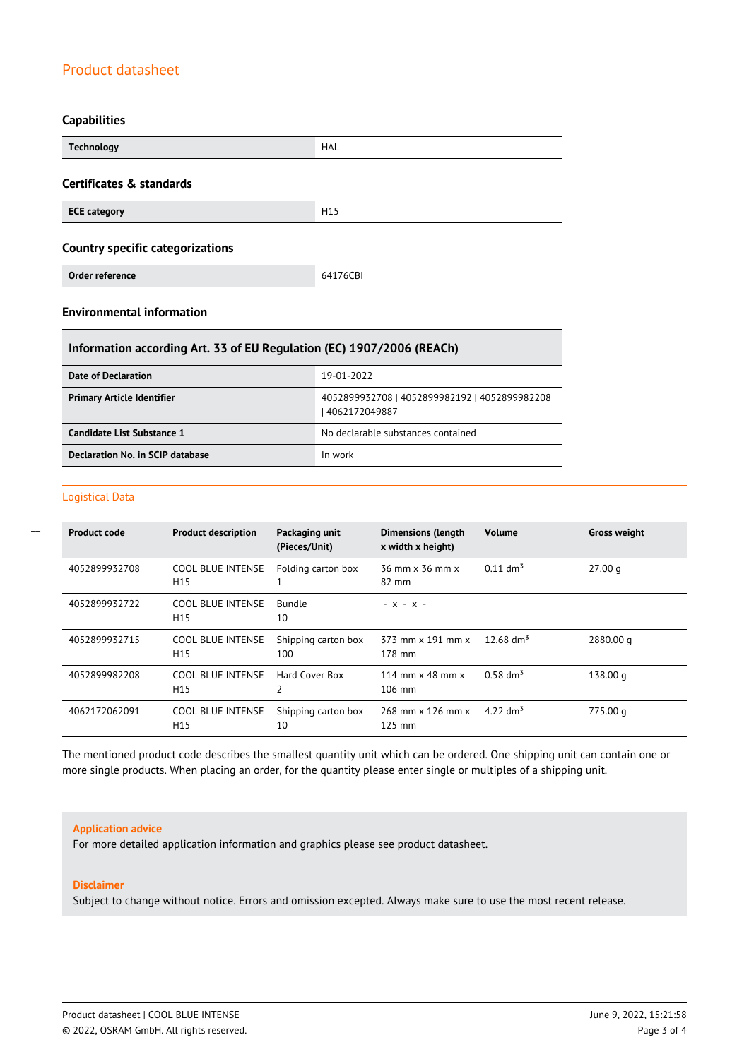## Product datasheet

### Capabilities

| | |
|---|---|
| **Technology** | HAL |

### Certificates & standards

| | |
|---|---|
| **ECE category** | H15 |

### Country specific categorizations

| | |
|---|---|
| **Order reference** | 64176CBI |

### Environmental information

| Information according Art. 33 of EU Regulation (EC) 1907/2006 (REACh) | |
|---|---|
| **Date of Declaration** | 19-01-2022 |
| **Primary Article Identifier** | 4052899932708 \| 4052899982192 \| 4052899982208 \| 4062172049887 |
| **Candidate List Substance 1** | No declarable substances contained |
| **Declaration No. in SCIP database** | In work |

### Logistical Data

| Product code | Product description | Packaging unit (Pieces/Unit) | Dimensions (length x width x height) | Volume | Gross weight |
|---|---|---|---|---|---|
| 4052899932708 | COOL BLUE INTENSE H15 | Folding carton box 1 | 36 mm x 36 mm x 82 mm | 0.11 dm³ | 27.00 g |
| 4052899932722 | COOL BLUE INTENSE H15 | Bundle 10 | - x - x - | | |
| 4052899932715 | COOL BLUE INTENSE H15 | Shipping carton box 100 | 373 mm x 191 mm x 178 mm | 12.68 dm³ | 2880.00 g |
| 4052899982208 | COOL BLUE INTENSE H15 | Hard Cover Box 2 | 114 mm x 48 mm x 106 mm | 0.58 dm³ | 138.00 g |
| 4062172062091 | COOL BLUE INTENSE H15 | Shipping carton box 10 | 268 mm x 126 mm x 125 mm | 4.22 dm³ | 775.00 g |

The mentioned product code describes the smallest quantity unit which can be ordered. One shipping unit can contain one or more single products. When placing an order, for the quantity please enter single or multiples of a shipping unit.

**Application advice**

For more detailed application information and graphics please see product datasheet.

**Disclaimer**

Subject to change without notice. Errors and omission excepted. Always make sure to use the most recent release.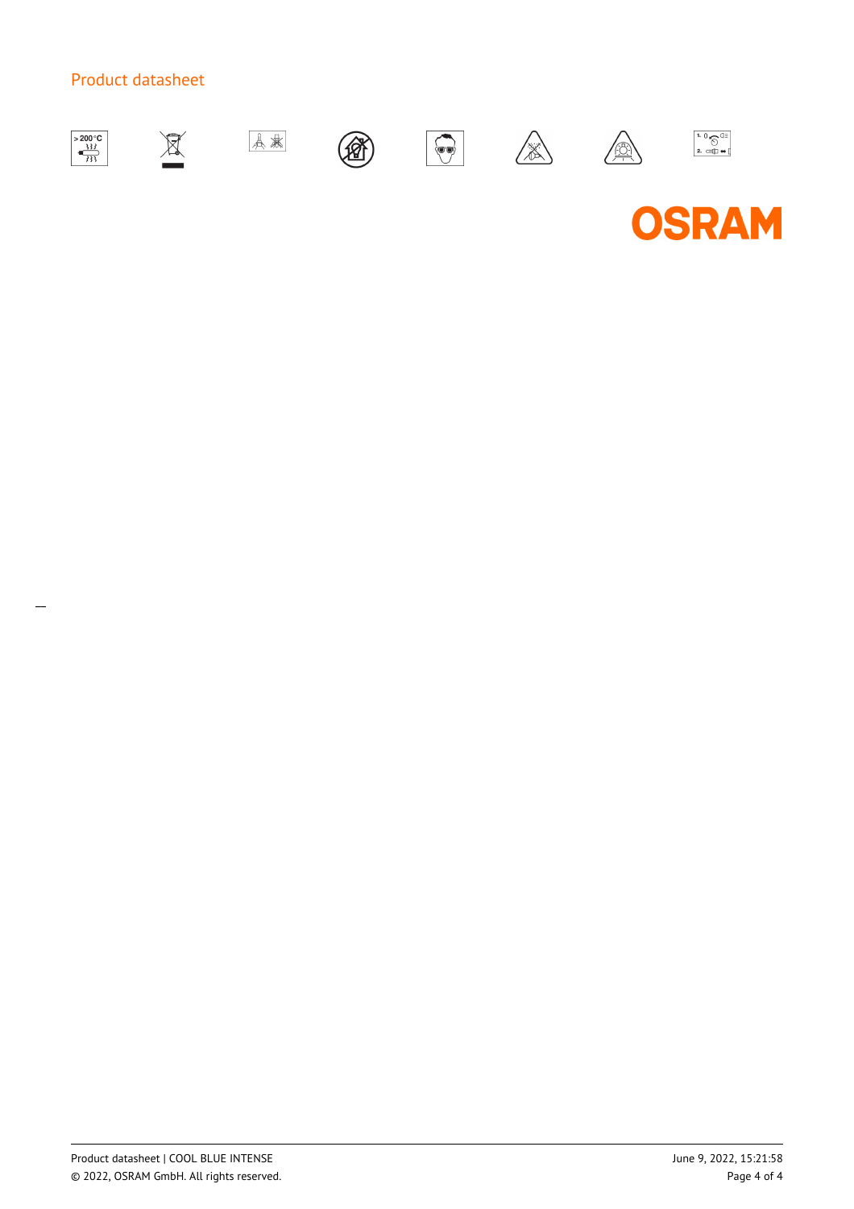> 200°C

OSRAM